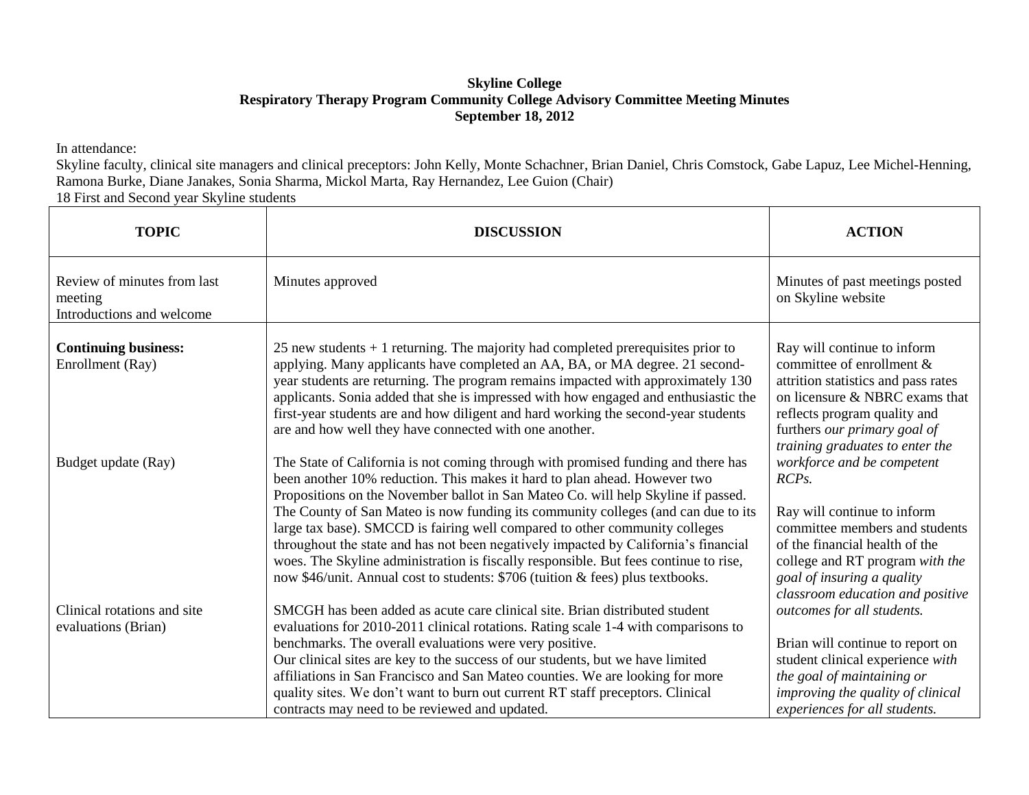**Skyline College**
**Respiratory Therapy Program Community College Advisory Committee Meeting Minutes**
**September 18, 2012**

In attendance:
Skyline faculty, clinical site managers and clinical preceptors: John Kelly, Monte Schachner, Brian Daniel, Chris Comstock, Gabe Lapuz, Lee Michel-Henning, Ramona Burke, Diane Janakes, Sonia Sharma, Mickol Marta, Ray Hernandez, Lee Guion (Chair)
18 First and Second year Skyline students

| TOPIC | DISCUSSION | ACTION |
|---|---|---|
| Review of minutes from last meeting<br>Introductions and welcome | Minutes approved | Minutes of past meetings posted on Skyline website |
| **Continuing business:**<br>Enrollment (Ray) | 25 new students + 1 returning. The majority had completed prerequisites prior to applying. Many applicants have completed an AA, BA, or MA degree. 21 second-year students are returning. The program remains impacted with approximately 130 applicants. Sonia added that she is impressed with how engaged and enthusiastic the first-year students are and how diligent and hard working the second-year students are and how well they have connected with one another. | Ray will continue to inform committee of enrollment & attrition statistics and pass rates on licensure & NBRC exams that reflects program quality and furthers *our primary goal of training graduates to enter the workforce and be competent RCPs.* |
| Budget update (Ray) | The State of California is not coming through with promised funding and there has been another 10% reduction. This makes it hard to plan ahead. However two Propositions on the November ballot in San Mateo Co. will help Skyline if passed. The County of San Mateo is now funding its community colleges (and can due to its large tax base). SMCCD is fairing well compared to other community colleges throughout the state and has not been negatively impacted by California's financial woes. The Skyline administration is fiscally responsible. But fees continue to rise, now $46/unit. Annual cost to students: $706 (tuition & fees) plus textbooks. | Ray will continue to inform committee members and students of the financial health of the college and RT program *with the goal of insuring a quality classroom education and positive outcomes for all students.* |
| Clinical rotations and site evaluations (Brian) | SMCGH has been added as acute care clinical site. Brian distributed student evaluations for 2010-2011 clinical rotations. Rating scale 1-4 with comparisons to benchmarks. The overall evaluations were very positive.<br>Our clinical sites are key to the success of our students, but we have limited affiliations in San Francisco and San Mateo counties. We are looking for more quality sites. We don't want to burn out current RT staff preceptors. Clinical contracts may need to be reviewed and updated. | Brian will continue to report on student clinical experience *with the goal of maintaining or improving the quality of clinical experiences for all students.* |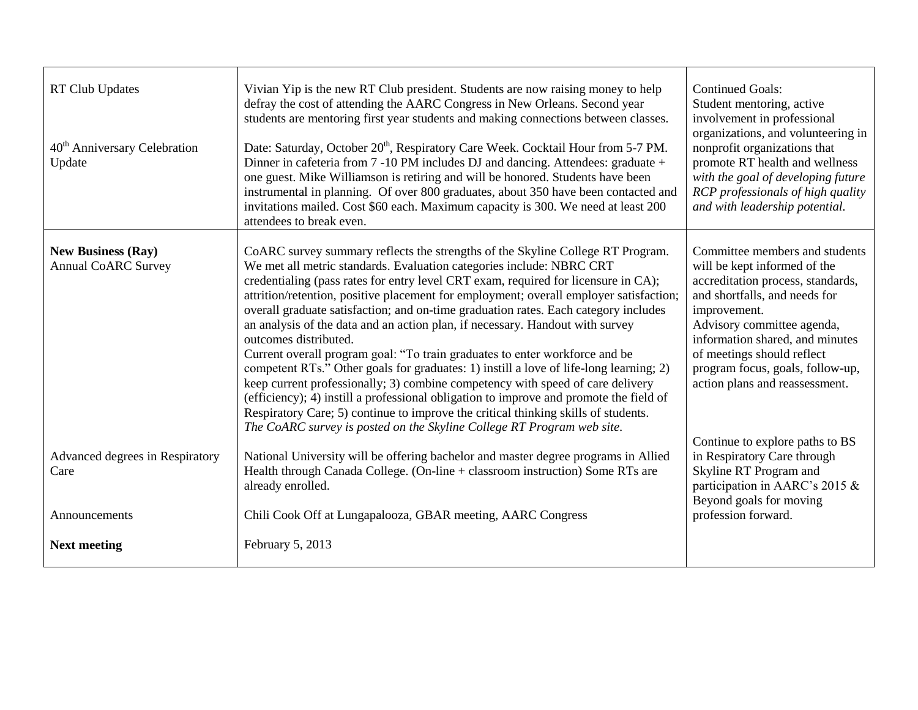| | | |
|---|---|---|
| RT Club Updates<br><br>40th Anniversary Celebration Update | Vivian Yip is the new RT Club president. Students are now raising money to help defray the cost of attending the AARC Congress in New Orleans. Second year students are mentoring first year students and making connections between classes.<br><br>Date: Saturday, October 20th, Respiratory Care Week. Cocktail Hour from 5-7 PM. Dinner in cafeteria from 7 -10 PM includes DJ and dancing. Attendees: graduate + one guest. Mike Williamson is retiring and will be honored. Students have been instrumental in planning. Of over 800 graduates, about 350 have been contacted and invitations mailed. Cost $60 each. Maximum capacity is 300. We need at least 200 attendees to break even. | Continued Goals:<br>Student mentoring, active involvement in professional organizations, and volunteering in nonprofit organizations that promote RT health and wellness *with the goal of developing future RCP professionals of high quality and with leadership potential.* |
| **New Business (Ray)**<br>Annual CoARC Survey<br><br>Advanced degrees in Respiratory Care<br><br>Announcements<br><br>**Next meeting** | CoARC survey summary reflects the strengths of the Skyline College RT Program. We met all metric standards. Evaluation categories include: NBRC CRT credentialing (pass rates for entry level CRT exam, required for licensure in CA); attrition/retention, positive placement for employment; overall employer satisfaction; overall graduate satisfaction; and on-time graduation rates. Each category includes an analysis of the data and an action plan, if necessary. Handout with survey outcomes distributed.<br>Current overall program goal: "To train graduates to enter workforce and be competent RTs." Other goals for graduates: 1) instill a love of life-long learning; 2) keep current professionally; 3) combine competency with speed of care delivery (efficiency); 4) instill a professional obligation to improve and promote the field of Respiratory Care; 5) continue to improve the critical thinking skills of students.<br>*The CoARC survey is posted on the Skyline College RT Program web site.*<br><br>National University will be offering bachelor and master degree programs in Allied Health through Canada College. (On-line + classroom instruction) Some RTs are already enrolled.<br><br>Chili Cook Off at Lungapalooza, GBAR meeting, AARC Congress<br><br>February 5, 2013 | Committee members and students will be kept informed of the accreditation process, standards, and shortfalls, and needs for improvement.<br>Advisory committee agenda, information shared, and minutes of meetings should reflect program focus, goals, follow-up, action plans and reassessment.<br><br>Continue to explore paths to BS in Respiratory Care through Skyline RT Program and participation in AARC's 2015 & Beyond goals for moving profession forward. |